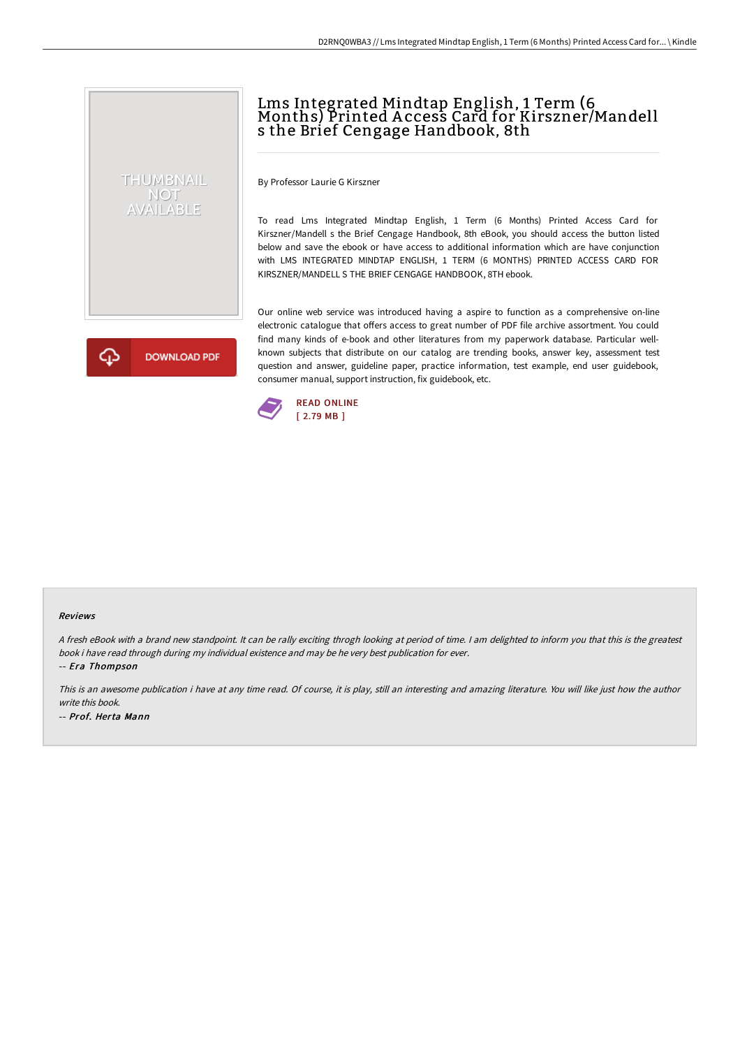# Lms Integrated Mindtap English, 1 Term (6 Months) Printed Access Card for Kirszner/Mandell s the Brief Cengage Handbook, 8th

THUMBNAIL NOT AVAILABLE

DOWNLOAD PDF

By Professor Laurie G Kirszner

To read Lms Integrated Mindtap English, 1 Term (6 Months) Printed Access Card for Kirszner/Mandell s the Brief Cengage Handbook, 8th eBook, you should access the button listed below and save the ebook or have access to additional information which are have conjunction with LMS INTEGRATED MINDTAP ENGLISH, 1 TERM (6 MONTHS) PRINTED ACCESS CARD FOR KIRSZNER/MANDELL S THE BRIEF CENGAGE HANDBOOK, 8TH ebook.

Our online web service was introduced having a aspire to function as a comprehensive on-line electronic catalogue that offers access to great number of PDF file archive assortment. You could find many kinds of e-book and other literatures from my paperwork database. Particular well-known subjects that distribute on our catalog are trending books, answer key, assessment test question and answer, guideline paper, practice information, test example, end user guidebook, consumer manual, support instruction, fix guidebook, etc.

READ ONLINE
[ 2.79 MB ]

## Reviews

*A fresh eBook with a brand new standpoint. It can be rally exciting throgh looking at period of time. I am delighted to inform you that this is the greatest book i have read through during my individual existence and may be he very best publication for ever.*

-- *Era Thompson*

*This is an awesome publication i have at any time read. Of course, it is play, still an interesting and amazing literature. You will like just how the author write this book.*

-- *Prof. Herta Mann*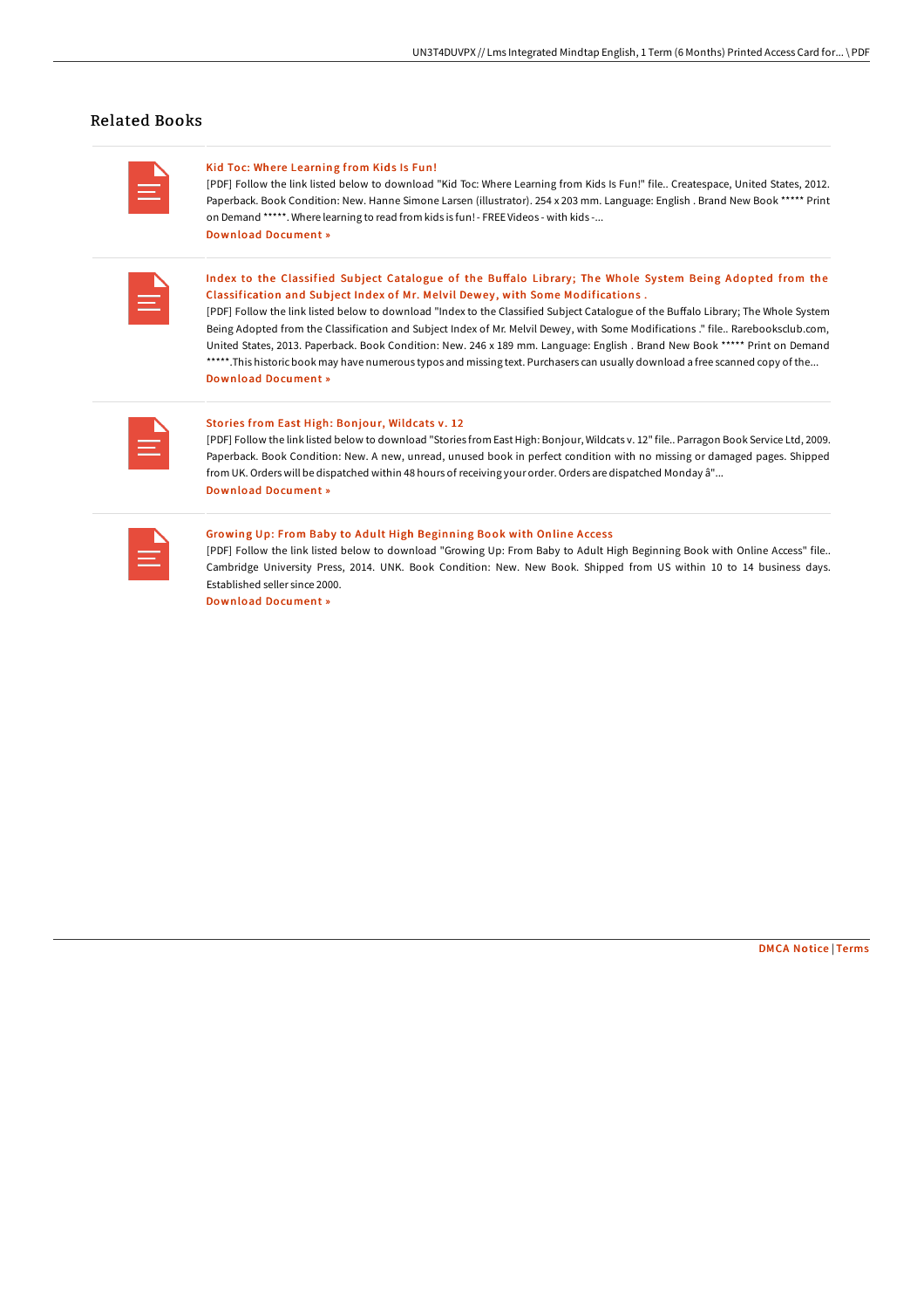## Related Books

### Kid Toc: Where Learning from Kids Is Fun!

[PDF] Follow the link listed below to download "Kid Toc: Where Learning from Kids Is Fun!" file.. Createspace, United States, 2012. Paperback. Book Condition: New. Hanne Simone Larsen (illustrator). 254 x 203 mm. Language: English . Brand New Book ***** Print on Demand *****. Where learning to read from kids is fun! - FREE Videos - with kids -...

Download Document »

### Index to the Classified Subject Catalogue of the Buffalo Library; The Whole System Being Adopted from the Classification and Subject Index of Mr. Melvil Dewey, with Some Modifications .

[PDF] Follow the link listed below to download "Index to the Classified Subject Catalogue of the Buffalo Library; The Whole System Being Adopted from the Classification and Subject Index of Mr. Melvil Dewey, with Some Modifications ." file.. Rarebooksclub.com, United States, 2013. Paperback. Book Condition: New. 246 x 189 mm. Language: English . Brand New Book ***** Print on Demand *****.This historic book may have numerous typos and missing text. Purchasers can usually download a free scanned copy of the...

Download Document »

### Stories from East High: Bonjour, Wildcats v. 12

[PDF] Follow the link listed below to download "Stories from East High: Bonjour, Wildcats v. 12" file.. Parragon Book Service Ltd, 2009. Paperback. Book Condition: New. A new, unread, unused book in perfect condition with no missing or damaged pages. Shipped from UK. Orders will be dispatched within 48 hours of receiving your order. Orders are dispatched Monday â"...

Download Document »

### Growing Up: From Baby to Adult High Beginning Book with Online Access

[PDF] Follow the link listed below to download "Growing Up: From Baby to Adult High Beginning Book with Online Access" file.. Cambridge University Press, 2014. UNK. Book Condition: New. New Book. Shipped from US within 10 to 14 business days. Established seller since 2000.

Download Document »